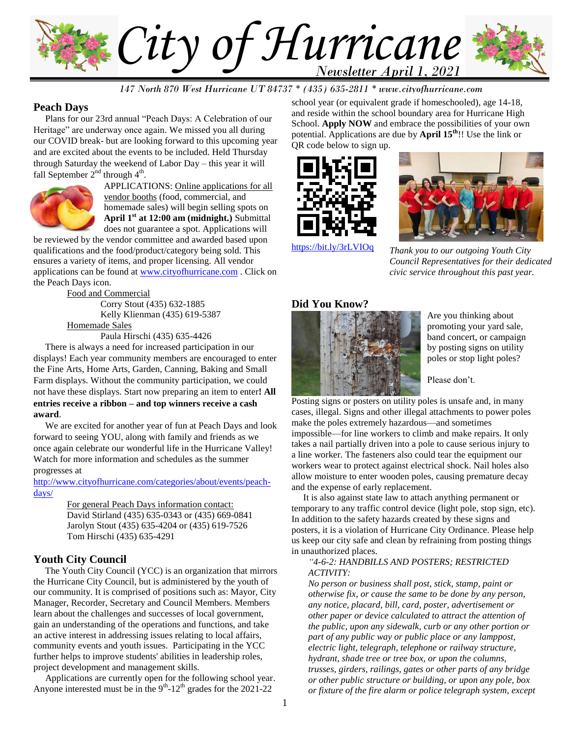# City of Hurricane

*Newsletter April 1, 2021*

*147 North 870 West Hurricane UT 84737 * (435) 635-2811 * www.cityofhurricane.com*

## Peach Days

Plans for our 23rd annual "Peach Days: A Celebration of our Heritage" are underway once again. We missed you all during our COVID break- but are looking forward to this upcoming year and are excited about the events to be included. Held Thursday through Saturday the weekend of Labor Day – this year it will fall September 2nd through 4th.

APPLICATIONS: Online applications for all vendor booths (food, commercial, and homemade sales) will begin selling spots on **April 1st at 12:00 am (midnight.)** Submittal does not guarantee a spot. Applications will be reviewed by the vendor committee and awarded based upon qualifications and the food/product/category being sold. This ensures a variety of items, and proper licensing. All vendor applications can be found at www.cityofhurricane.com . Click on the Peach Days icon.

Food and Commercial
Corry Stout (435) 632-1885
Kelly Klienman (435) 619-5387

Homemade Sales
Paula Hirschi (435) 635-4426

There is always a need for increased participation in our displays! Each year community members are encouraged to enter the Fine Arts, Home Arts, Garden, Canning, Baking and Small Farm displays. Without the community participation, we could not have these displays. Start now preparing an item to enter**! All entries receive a ribbon – and top winners receive a cash award**.

We are excited for another year of fun at Peach Days and look forward to seeing YOU, along with family and friends as we once again celebrate our wonderful life in the Hurricane Valley! Watch for more information and schedules as the summer progresses at http://www.cityofhurricane.com/categories/about/events/peach-days/

For general Peach Days information contact:
David Stirland (435) 635-0343 or (435) 669-0841
Jarolyn Stout (435) 635-4204 or (435) 619-7526
Tom Hirschi (435) 635-4291

## Youth City Council

The Youth City Council (YCC) is an organization that mirrors the Hurricane City Council, but is administered by the youth of our community. It is comprised of positions such as: Mayor, City Manager, Recorder, Secretary and Council Members. Members learn about the challenges and successes of local government, gain an understanding of the operations and functions, and take an active interest in addressing issues relating to local affairs, community events and youth issues. Participating in the YCC further helps to improve students' abilities in leadership roles, project development and management skills.

Applications are currently open for the following school year. Anyone interested must be in the 9th-12th grades for the 2021-22 school year (or equivalent grade if homeschooled), age 14-18, and reside within the school boundary area for Hurricane High School. **Apply NOW** and embrace the possibilities of your own potential. Applications are due by **April 15th**!! Use the link or QR code below to sign up.

https://bit.ly/3rLVIOq

*Thank you to our outgoing Youth City Council Representatives for their dedicated civic service throughout this past year.*

## Did You Know?

Are you thinking about promoting your yard sale, band concert, or campaign by posting signs on utility poles or stop light poles?

Please don't.

Posting signs or posters on utility poles is unsafe and, in many cases, illegal. Signs and other illegal attachments to power poles make the poles extremely hazardous—and sometimes impossible—for line workers to climb and make repairs. It only takes a nail partially driven into a pole to cause serious injury to a line worker. The fasteners also could tear the equipment our workers wear to protect against electrical shock. Nail holes also allow moisture to enter wooden poles, causing premature decay and the expense of early replacement.

It is also against state law to attach anything permanent or temporary to any traffic control device (light pole, stop sign, etc). In addition to the safety hazards created by these signs and posters, it is a violation of Hurricane City Ordinance. Please help us keep our city safe and clean by refraining from posting things in unauthorized places.

*"4-6-2: HANDBILLS AND POSTERS; RESTRICTED ACTIVITY:*

*No person or business shall post, stick, stamp, paint or otherwise fix, or cause the same to be done by any person, any notice, placard, bill, card, poster, advertisement or other paper or device calculated to attract the attention of the public, upon any sidewalk, curb or any other portion or part of any public way or public place or any lamppost, electric light, telegraph, telephone or railway structure, hydrant, shade tree or tree box, or upon the columns, trusses, girders, railings, gates or other parts of any bridge or other public structure or building, or upon any pole, box or fixture of the fire alarm or police telegraph system, except*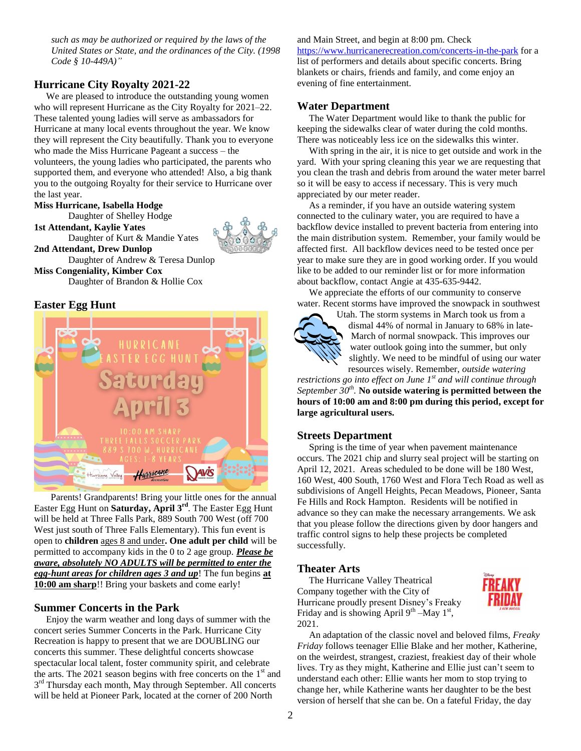*such as may be authorized or required by the laws of the United States or State, and the ordinances of the City. (1998 Code § 10-449A)"*

## Hurricane City Royalty 2021-22

We are pleased to introduce the outstanding young women who will represent Hurricane as the City Royalty for 2021–22. These talented young ladies will serve as ambassadors for Hurricane at many local events throughout the year. We know they will represent the City beautifully. Thank you to everyone who made the Miss Hurricane Pageant a success – the volunteers, the young ladies who participated, the parents who supported them, and everyone who attended! Also, a big thank you to the outgoing Royalty for their service to Hurricane over the last year.

**Miss Hurricane, Isabella Hodge**
Daughter of Shelley Hodge
**1st Attendant, Kaylie Yates**
Daughter of Kurt & Mandie Yates
**2nd Attendant, Drew Dunlop**
Daughter of Andrew & Teresa Dunlop
**Miss Congeniality, Kimber Cox**
Daughter of Brandon & Hollie Cox

## Easter Egg Hunt

HURRICANE EASTER EGG HUNT
Saturday April 3
10:00 AM SHARP
THREE FALLS SOCCER PARK
889 S 700 W, HURRICANE
AGES: 1-8 YEARS

Parents! Grandparents! Bring your little ones for the annual Easter Egg Hunt on **Saturday, April 3rd**. The Easter Egg Hunt will be held at Three Falls Park, 889 South 700 West (off 700 West just south of Three Falls Elementary). This fun event is open to **children** ages 8 and under**. One adult per child** will be permitted to accompany kids in the 0 to 2 age group. ***Please be aware, absolutely NO ADULTS will be permitted to enter the egg-hunt areas for children ages 3 and up***! The fun begins **at 10:00 am sharp**!! Bring your baskets and come early!

## Summer Concerts in the Park

Enjoy the warm weather and long days of summer with the concert series Summer Concerts in the Park. Hurricane City Recreation is happy to present that we are DOUBLING our concerts this summer. These delightful concerts showcase spectacular local talent, foster community spirit, and celebrate the arts. The 2021 season begins with free concerts on the 1st and 3rd Thursday each month, May through September. All concerts will be held at Pioneer Park, located at the corner of 200 North and Main Street, and begin at 8:00 pm. Check https://www.hurricanerecreation.com/concerts-in-the-park for a list of performers and details about specific concerts. Bring blankets or chairs, friends and family, and come enjoy an evening of fine entertainment.

## Water Department

The Water Department would like to thank the public for keeping the sidewalks clear of water during the cold months. There was noticeably less ice on the sidewalks this winter.

With spring in the air, it is nice to get outside and work in the yard. With your spring cleaning this year we are requesting that you clean the trash and debris from around the water meter barrel so it will be easy to access if necessary. This is very much appreciated by our meter reader.

As a reminder, if you have an outside watering system connected to the culinary water, you are required to have a backflow device installed to prevent bacteria from entering into the main distribution system. Remember, your family would be affected first. All backflow devices need to be tested once per year to make sure they are in good working order. If you would like to be added to our reminder list or for more information about backflow, contact Angie at 435-635-9442.

We appreciate the efforts of our community to conserve water. Recent storms have improved the snowpack in southwest Utah. The storm systems in March took us from a dismal 44% of normal in January to 68% in late-March of normal snowpack. This improves our water outlook going into the summer, but only slightly. We need to be mindful of using our water resources wisely. Remember, *outside watering restrictions go into effect on June 1st and will continue through September 30th*. **No outside watering is permitted between the hours of 10:00 am and 8:00 pm during this period, except for large agricultural users.**

## Streets Department

Spring is the time of year when pavement maintenance occurs. The 2021 chip and slurry seal project will be starting on April 12, 2021. Areas scheduled to be done will be 180 West, 160 West, 400 South, 1760 West and Flora Tech Road as well as subdivisions of Angell Heights, Pecan Meadows, Pioneer, Santa Fe Hills and Rock Hampton. Residents will be notified in advance so they can make the necessary arrangements. We ask that you please follow the directions given by door hangers and traffic control signs to help these projects be completed successfully.

## Theater Arts

The Hurricane Valley Theatrical Company together with the City of Hurricane proudly present Disney's Freaky Friday and is showing April 9th –May 1st, 2021.

An adaptation of the classic novel and beloved films, *Freaky Friday* follows teenager Ellie Blake and her mother, Katherine, on the weirdest, strangest, craziest, freakiest day of their whole lives. Try as they might, Katherine and Ellie just can't seem to understand each other: Ellie wants her mom to stop trying to change her, while Katherine wants her daughter to be the best version of herself that she can be. On a fateful Friday, the day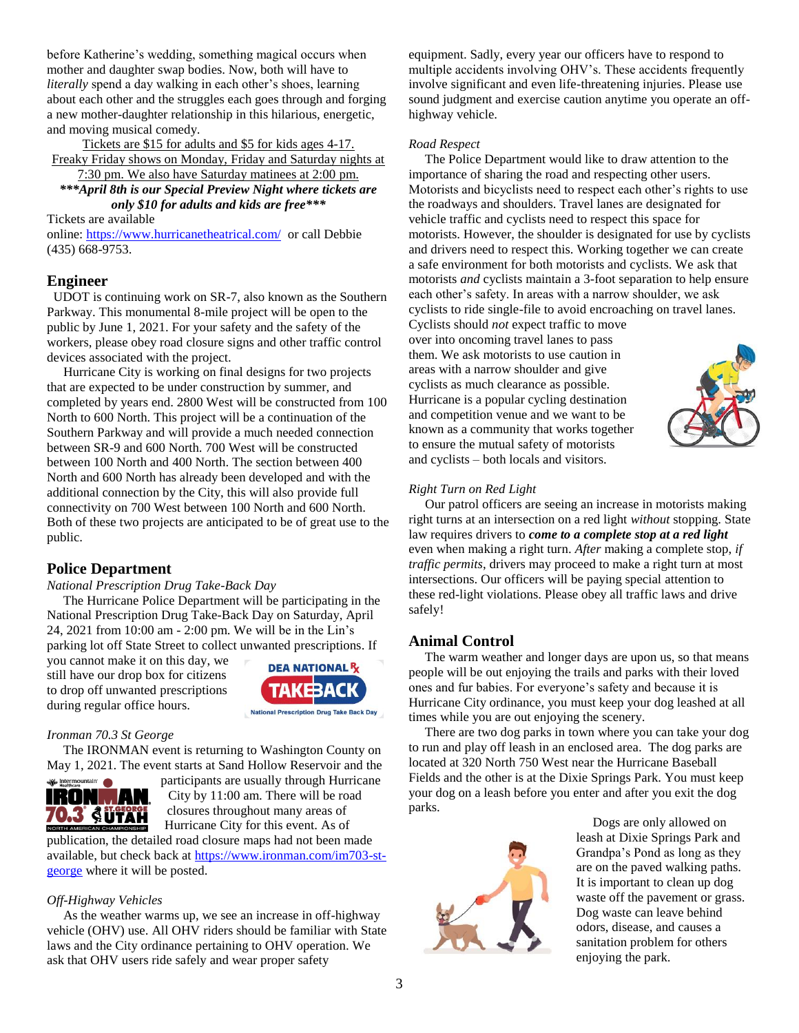before Katherine's wedding, something magical occurs when mother and daughter swap bodies. Now, both will have to *literally* spend a day walking in each other's shoes, learning about each other and the struggles each goes through and forging a new mother-daughter relationship in this hilarious, energetic, and moving musical comedy.

Tickets are $15 for adults and $5 for kids ages 4-17. Freaky Friday shows on Monday, Friday and Saturday nights at 7:30 pm. We also have Saturday matinees at 2:00 pm.

***\*\*\*April 8th is our Special Preview Night where tickets are only $10 for adults and kids are free\*\*\****

Tickets are available online: https://www.hurricanetheatrical.com/ or call Debbie (435) 668-9753.

## Engineer

UDOT is continuing work on SR-7, also known as the Southern Parkway. This monumental 8-mile project will be open to the public by June 1, 2021. For your safety and the safety of the workers, please obey road closure signs and other traffic control devices associated with the project.

Hurricane City is working on final designs for two projects that are expected to be under construction by summer, and completed by years end. 2800 West will be constructed from 100 North to 600 North. This project will be a continuation of the Southern Parkway and will provide a much needed connection between SR-9 and 600 North. 700 West will be constructed between 100 North and 400 North. The section between 400 North and 600 North has already been developed and with the additional connection by the City, this will also provide full connectivity on 700 West between 100 North and 600 North. Both of these two projects are anticipated to be of great use to the public.

## Police Department

*National Prescription Drug Take-Back Day*

The Hurricane Police Department will be participating in the National Prescription Drug Take-Back Day on Saturday, April 24, 2021 from 10:00 am - 2:00 pm. We will be in the Lin's parking lot off State Street to collect unwanted prescriptions. If you cannot make it on this day, we still have our drop box for citizens to drop off unwanted prescriptions during regular office hours.

*Ironman 70.3 St George*

The IRONMAN event is returning to Washington County on May 1, 2021. The event starts at Sand Hollow Reservoir and the participants are usually through Hurricane City by 11:00 am. There will be road closures throughout many areas of Hurricane City for this event. As of publication, the detailed road closure maps had not been made available, but check back at https://www.ironman.com/im703-st-george where it will be posted.

*Off-Highway Vehicles*

As the weather warms up, we see an increase in off-highway vehicle (OHV) use. All OHV riders should be familiar with State laws and the City ordinance pertaining to OHV operation. We ask that OHV users ride safely and wear proper safety equipment. Sadly, every year our officers have to respond to multiple accidents involving OHV's. These accidents frequently involve significant and even life-threatening injuries. Please use sound judgment and exercise caution anytime you operate an off-highway vehicle.

*Road Respect*

The Police Department would like to draw attention to the importance of sharing the road and respecting other users. Motorists and bicyclists need to respect each other's rights to use the roadways and shoulders. Travel lanes are designated for vehicle traffic and cyclists need to respect this space for motorists. However, the shoulder is designated for use by cyclists and drivers need to respect this. Working together we can create a safe environment for both motorists and cyclists. We ask that motorists *and* cyclists maintain a 3-foot separation to help ensure each other's safety. In areas with a narrow shoulder, we ask cyclists to ride single-file to avoid encroaching on travel lanes. Cyclists should *not* expect traffic to move over into oncoming travel lanes to pass them. We ask motorists to use caution in areas with a narrow shoulder and give cyclists as much clearance as possible. Hurricane is a popular cycling destination and competition venue and we want to be known as a community that works together to ensure the mutual safety of motorists and cyclists – both locals and visitors.

*Right Turn on Red Light*

Our patrol officers are seeing an increase in motorists making right turns at an intersection on a red light *without* stopping. State law requires drivers to ***come to a complete stop at a red light*** even when making a right turn. *After* making a complete stop, *if traffic permits*, drivers may proceed to make a right turn at most intersections. Our officers will be paying special attention to these red-light violations. Please obey all traffic laws and drive safely!

## Animal Control

The warm weather and longer days are upon us, so that means people will be out enjoying the trails and parks with their loved ones and fur babies. For everyone's safety and because it is Hurricane City ordinance, you must keep your dog leashed at all times while you are out enjoying the scenery.

There are two dog parks in town where you can take your dog to run and play off leash in an enclosed area. The dog parks are located at 320 North 750 West near the Hurricane Baseball Fields and the other is at the Dixie Springs Park. You must keep your dog on a leash before you enter and after you exit the dog parks.

Dogs are only allowed on leash at Dixie Springs Park and Grandpa's Pond as long as they are on the paved walking paths. It is important to clean up dog waste off the pavement or grass. Dog waste can leave behind odors, disease, and causes a sanitation problem for others enjoying the park.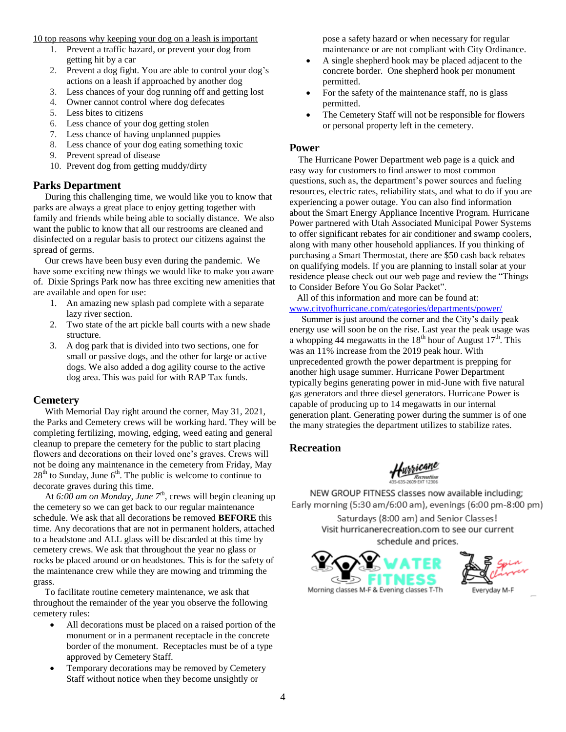10 top reasons why keeping your dog on a leash is important

1. Prevent a traffic hazard, or prevent your dog from getting hit by a car
2. Prevent a dog fight. You are able to control your dog's actions on a leash if approached by another dog
3. Less chances of your dog running off and getting lost
4. Owner cannot control where dog defecates
5. Less bites to citizens
6. Less chance of your dog getting stolen
7. Less chance of having unplanned puppies
8. Less chance of your dog eating something toxic
9. Prevent spread of disease
10. Prevent dog from getting muddy/dirty

## Parks Department

During this challenging time, we would like you to know that parks are always a great place to enjoy getting together with family and friends while being able to socially distance. We also want the public to know that all our restrooms are cleaned and disinfected on a regular basis to protect our citizens against the spread of germs.

Our crews have been busy even during the pandemic. We have some exciting new things we would like to make you aware of. Dixie Springs Park now has three exciting new amenities that are available and open for use:

1. An amazing new splash pad complete with a separate lazy river section.
2. Two state of the art pickle ball courts with a new shade structure.
3. A dog park that is divided into two sections, one for small or passive dogs, and the other for large or active dogs. We also added a dog agility course to the active dog area. This was paid for with RAP Tax funds.

## Cemetery

With Memorial Day right around the corner, May 31, 2021, the Parks and Cemetery crews will be working hard. They will be completing fertilizing, mowing, edging, weed eating and general cleanup to prepare the cemetery for the public to start placing flowers and decorations on their loved one's graves. Crews will not be doing any maintenance in the cemetery from Friday, May 28th to Sunday, June 6th. The public is welcome to continue to decorate graves during this time.

At *6:00 am on Monday, June 7th*, crews will begin cleaning up the cemetery so we can get back to our regular maintenance schedule. We ask that all decorations be removed **BEFORE** this time. Any decorations that are not in permanent holders, attached to a headstone and ALL glass will be discarded at this time by cemetery crews. We ask that throughout the year no glass or rocks be placed around or on headstones. This is for the safety of the maintenance crew while they are mowing and trimming the grass.

To facilitate routine cemetery maintenance, we ask that throughout the remainder of the year you observe the following cemetery rules:

- All decorations must be placed on a raised portion of the monument or in a permanent receptacle in the concrete border of the monument. Receptacles must be of a type approved by Cemetery Staff.
- Temporary decorations may be removed by Cemetery Staff without notice when they become unsightly or pose a safety hazard or when necessary for regular maintenance or are not compliant with City Ordinance.
- A single shepherd hook may be placed adjacent to the concrete border. One shepherd hook per monument permitted.
- For the safety of the maintenance staff, no is glass permitted.
- The Cemetery Staff will not be responsible for flowers or personal property left in the cemetery.

## Power

The Hurricane Power Department web page is a quick and easy way for customers to find answer to most common questions, such as, the department's power sources and fueling resources, electric rates, reliability stats, and what to do if you are experiencing a power outage. You can also find information about the Smart Energy Appliance Incentive Program. Hurricane Power partnered with Utah Associated Municipal Power Systems to offer significant rebates for air conditioner and swamp coolers, along with many other household appliances. If you thinking of purchasing a Smart Thermostat, there are $50 cash back rebates on qualifying models. If you are planning to install solar at your residence please check out our web page and review the "Things to Consider Before You Go Solar Packet".

All of this information and more can be found at: www.cityofhurricane.com/categories/departments/power/

Summer is just around the corner and the City's daily peak energy use will soon be on the rise. Last year the peak usage was a whopping 44 megawatts in the 18th hour of August 17th. This was an 11% increase from the 2019 peak hour. With unprecedented growth the power department is prepping for another high usage summer. Hurricane Power Department typically begins generating power in mid-June with five natural gas generators and three diesel generators. Hurricane Power is capable of producing up to 14 megawatts in our internal generation plant. Generating power during the summer is of one the many strategies the department utilizes to stabilize rates.

## Recreation

Hurricane Recreation
435-635-2609 EXT 12306

NEW GROUP FITNESS classes now available including; Early morning (5:30 am/6:00 am), evenings (6:00 pm-8:00 pm) Saturdays (8:00 am) and Senior Classes! Visit hurricanerecreation.com to see our current schedule and prices.

WATER FITNESS
Morning classes M-F & Evening classes T-Th

Spin Classes
Everyday M-F